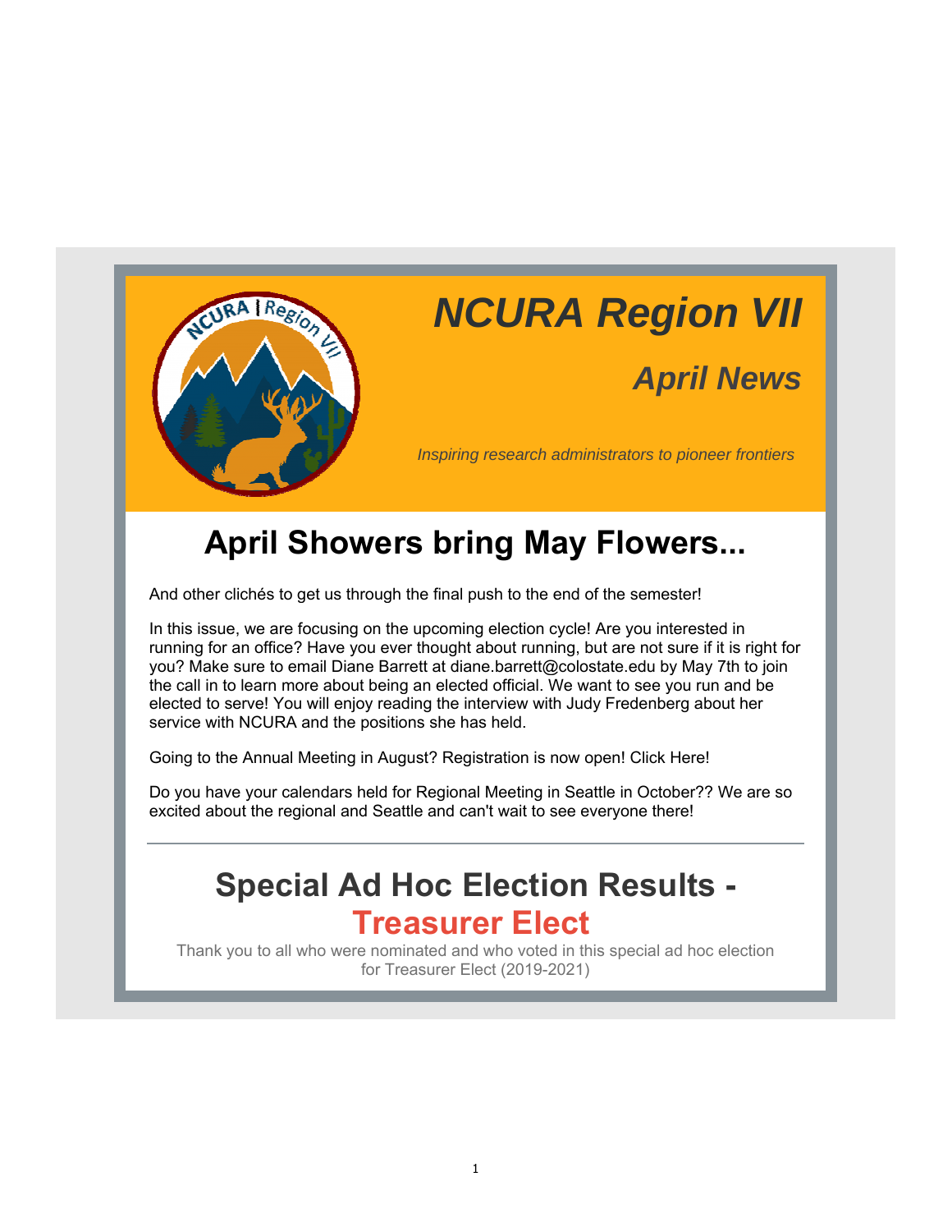# *NCURA Region VII*

## *April News*

*Inspiring research administrators to pioneer frontiers*

## April Showers bring May Flowers...

And other clichés to get us through the final push to the end of the semester!

In this issue, we are focusing on the upcoming election cycle! Are you interested in running for an office? Have you ever thought about running, but are not sure if it is right for you? Make sure to email Diane Barrett at diane.barrett@colostate.edu by May 7th to join the call in to learn more about being an elected official. We want to see you run and be elected to serve! You will enjoy reading the interview with Judy Fredenberg about her service with NCURA and the positions she has held.

Going to the Annual Meeting in August? Registration is now open! Click Here!

Do you have your calendars held for Regional Meeting in Seattle in October?? We are so excited about the regional and Seattle and can't wait to see everyone there!

---

## Special Ad Hoc Election Results - Treasurer Elect

Thank you to all who were nominated and who voted in this special ad hoc election for Treasurer Elect (2019-2021)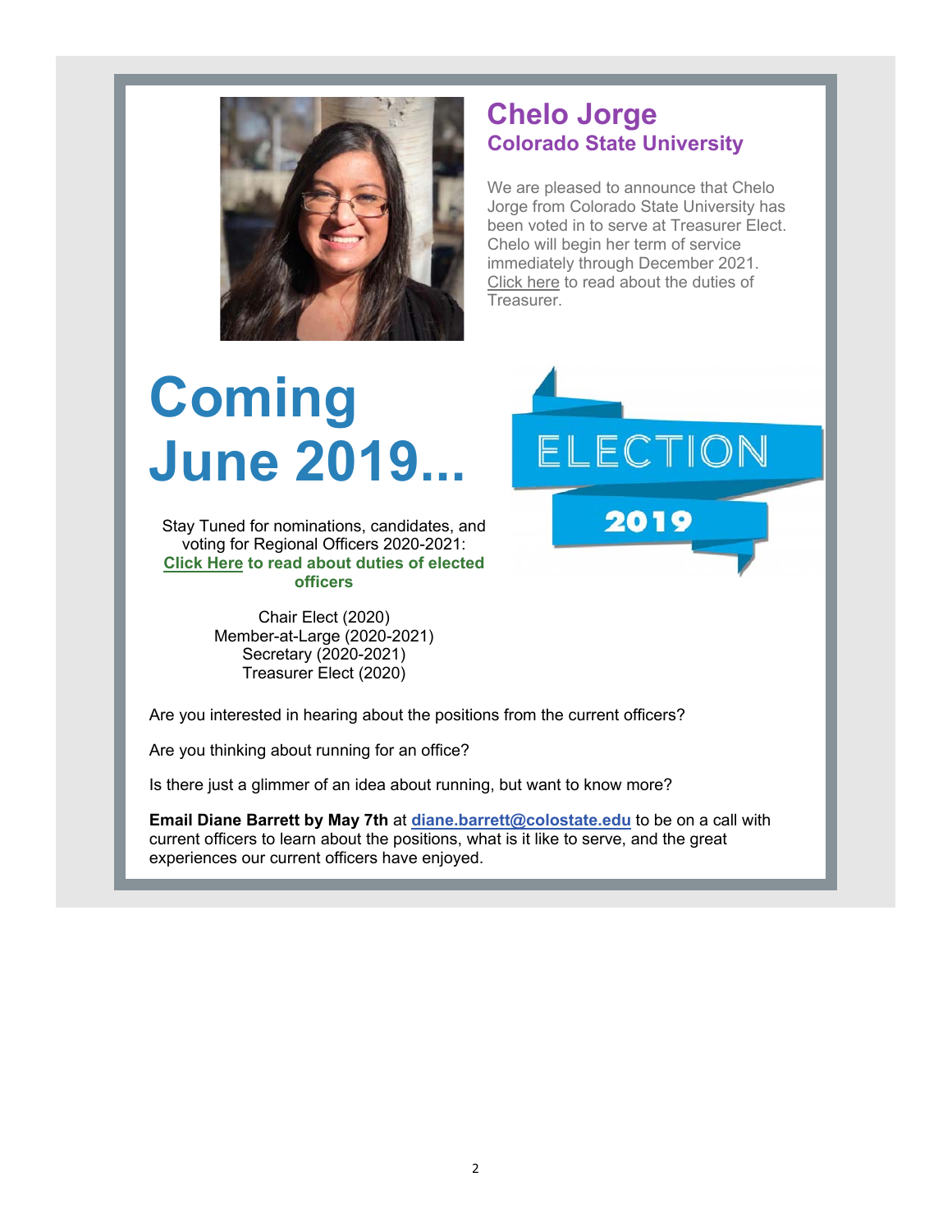## Chelo Jorge
### Colorado State University

We are pleased to announce that Chelo Jorge from Colorado State University has been voted in to serve at Treasurer Elect. Chelo will begin her term of service immediately through December 2021. Click here to read about the duties of Treasurer.

# Coming June 2019...

ELECTION 2019

Stay Tuned for nominations, candidates, and voting for Regional Officers 2020-2021:
**Click Here to read about duties of elected officers**

Chair Elect (2020)
Member-at-Large (2020-2021)
Secretary (2020-2021)
Treasurer Elect (2020)

Are you interested in hearing about the positions from the current officers?

Are you thinking about running for an office?

Is there just a glimmer of an idea about running, but want to know more?

**Email Diane Barrett by May 7th** at **diane.barrett@colostate.edu** to be on a call with current officers to learn about the positions, what is it like to serve, and the great experiences our current officers have enjoyed.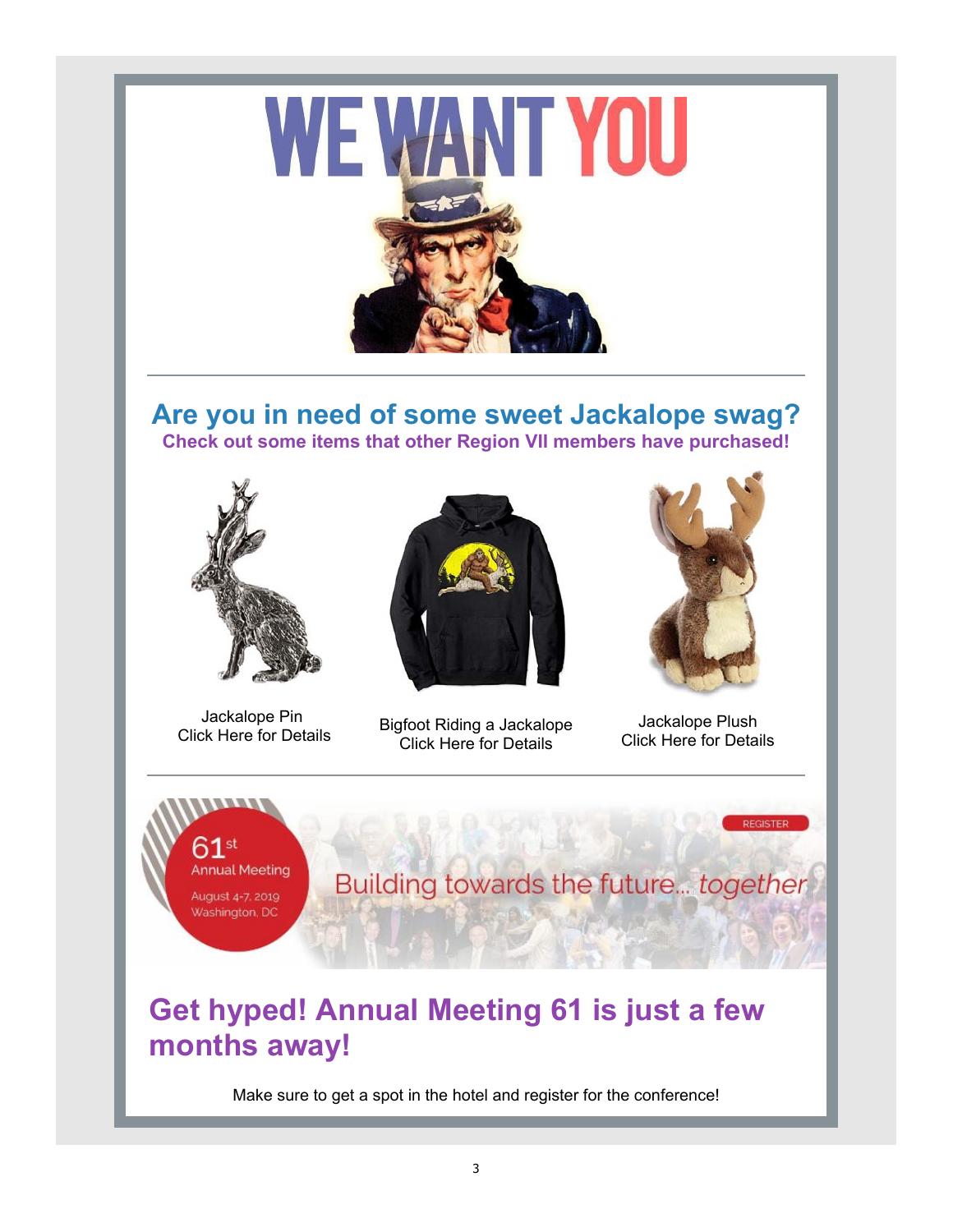# WE WANT YOU

## Are you in need of some sweet Jackalope swag?

**Check out some items that other Region VII members have purchased!**

Jackalope Pin
Click Here for Details

Bigfoot Riding a Jackalope
Click Here for Details

Jackalope Plush
Click Here for Details

61st Annual Meeting
August 4-7, 2019
Washington, DC

Building towards the future... *together*

REGISTER

## Get hyped! Annual Meeting 61 is just a few months away!

Make sure to get a spot in the hotel and register for the conference!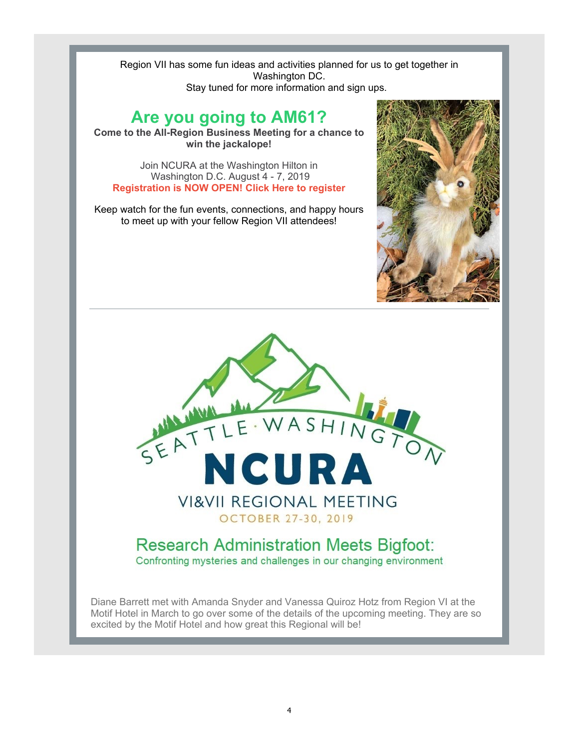Region VII has some fun ideas and activities planned for us to get together in Washington DC.
Stay tuned for more information and sign ups.

## Are you going to AM61?

**Come to the All-Region Business Meeting for a chance to win the jackalope!**

Join NCURA at the Washington Hilton in Washington D.C. August 4 - 7, 2019

**Registration is NOW OPEN! Click Here to register**

Keep watch for the fun events, connections, and happy hours to meet up with your fellow Region VII attendees!

---

SEATTLE · WASHINGTON

# NCURA

VI&VII REGIONAL MEETING

OCTOBER 27-30, 2019

## Research Administration Meets Bigfoot:

Confronting mysteries and challenges in our changing environment

Diane Barrett met with Amanda Snyder and Vanessa Quiroz Hotz from Region VI at the Motif Hotel in March to go over some of the details of the upcoming meeting. They are so excited by the Motif Hotel and how great this Regional will be!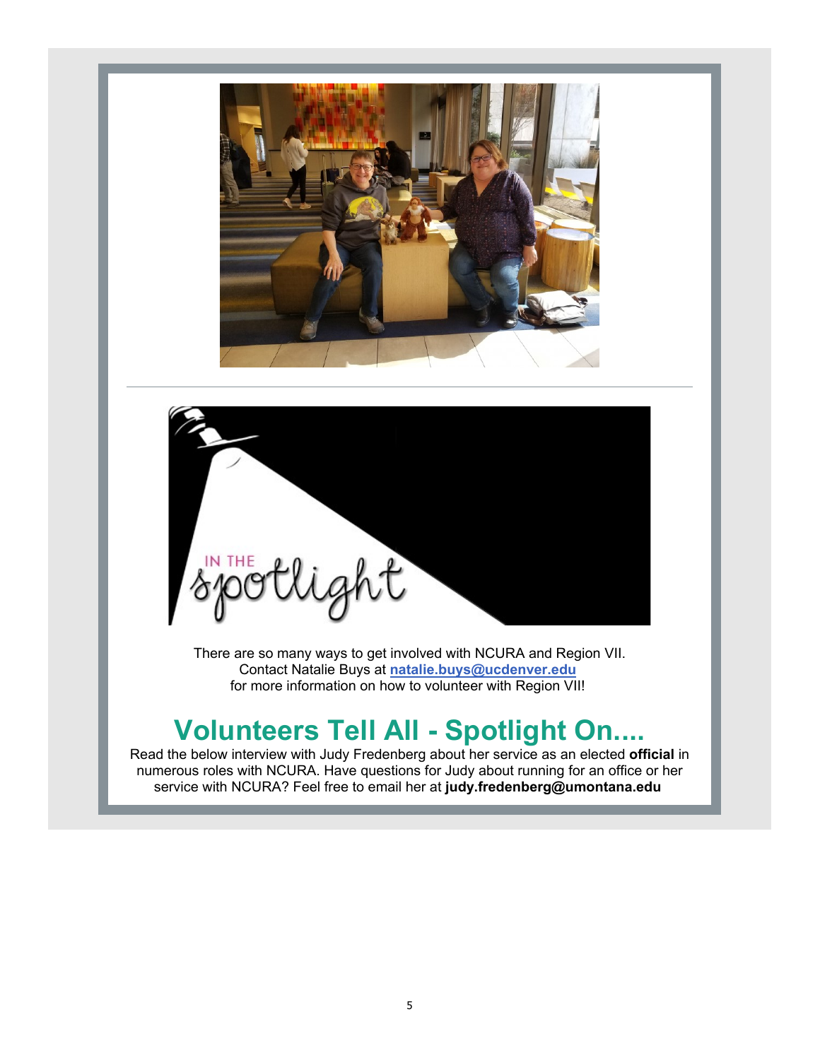There are so many ways to get involved with NCURA and Region VII.
Contact Natalie Buys at **natalie.buys@ucdenver.edu**
for more information on how to volunteer with Region VII!

# Volunteers Tell All - Spotlight On....

Read the below interview with Judy Fredenberg about her service as an elected **official** in numerous roles with NCURA. Have questions for Judy about running for an office or her service with NCURA? Feel free to email her at **judy.fredenberg@umontana.edu**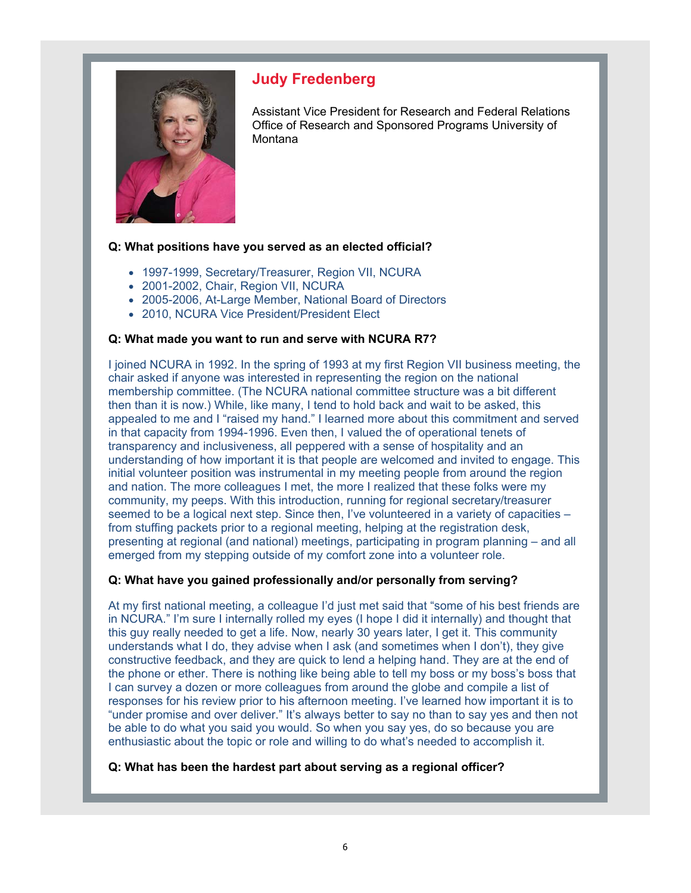## Judy Fredenberg

Assistant Vice President for Research and Federal Relations
Office of Research and Sponsored Programs University of Montana

**Q: What positions have you served as an elected official?**

- 1997-1999, Secretary/Treasurer, Region VII, NCURA
- 2001-2002, Chair, Region VII, NCURA
- 2005-2006, At-Large Member, National Board of Directors
- 2010, NCURA Vice President/President Elect

**Q: What made you want to run and serve with NCURA R7?**

I joined NCURA in 1992. In the spring of 1993 at my first Region VII business meeting, the chair asked if anyone was interested in representing the region on the national membership committee. (The NCURA national committee structure was a bit different then than it is now.) While, like many, I tend to hold back and wait to be asked, this appealed to me and I "raised my hand." I learned more about this commitment and served in that capacity from 1994-1996. Even then, I valued the of operational tenets of transparency and inclusiveness, all peppered with a sense of hospitality and an understanding of how important it is that people are welcomed and invited to engage. This initial volunteer position was instrumental in my meeting people from around the region and nation. The more colleagues I met, the more I realized that these folks were my community, my peeps. With this introduction, running for regional secretary/treasurer seemed to be a logical next step. Since then, I've volunteered in a variety of capacities – from stuffing packets prior to a regional meeting, helping at the registration desk, presenting at regional (and national) meetings, participating in program planning – and all emerged from my stepping outside of my comfort zone into a volunteer role.

**Q: What have you gained professionally and/or personally from serving?**

At my first national meeting, a colleague I'd just met said that "some of his best friends are in NCURA." I'm sure I internally rolled my eyes (I hope I did it internally) and thought that this guy really needed to get a life. Now, nearly 30 years later, I get it. This community understands what I do, they advise when I ask (and sometimes when I don't), they give constructive feedback, and they are quick to lend a helping hand. They are at the end of the phone or ether. There is nothing like being able to tell my boss or my boss's boss that I can survey a dozen or more colleagues from around the globe and compile a list of responses for his review prior to his afternoon meeting. I've learned how important it is to "under promise and over deliver." It's always better to say no than to say yes and then not be able to do what you said you would. So when you say yes, do so because you are enthusiastic about the topic or role and willing to do what's needed to accomplish it.

**Q: What has been the hardest part about serving as a regional officer?**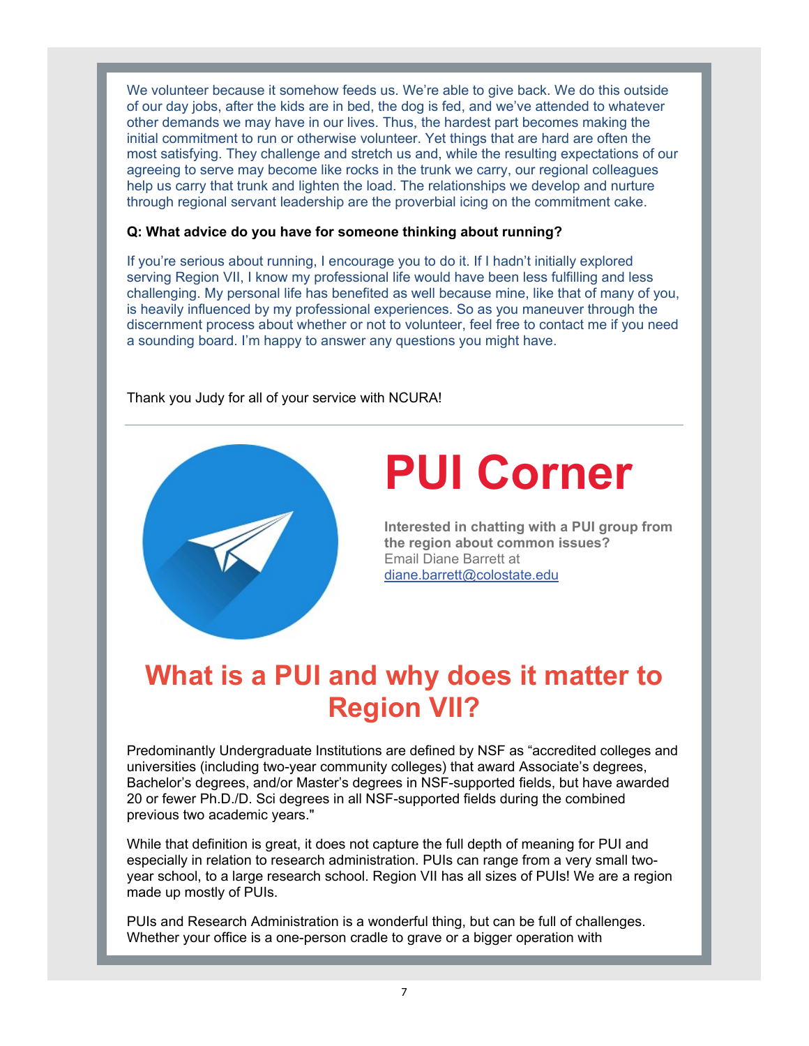We volunteer because it somehow feeds us. We're able to give back. We do this outside of our day jobs, after the kids are in bed, the dog is fed, and we've attended to whatever other demands we may have in our lives. Thus, the hardest part becomes making the initial commitment to run or otherwise volunteer. Yet things that are hard are often the most satisfying. They challenge and stretch us and, while the resulting expectations of our agreeing to serve may become like rocks in the trunk we carry, our regional colleagues help us carry that trunk and lighten the load. The relationships we develop and nurture through regional servant leadership are the proverbial icing on the commitment cake.

**Q: What advice do you have for someone thinking about running?**

If you're serious about running, I encourage you to do it. If I hadn't initially explored serving Region VII, I know my professional life would have been less fulfilling and less challenging. My personal life has benefited as well because mine, like that of many of you, is heavily influenced by my professional experiences. So as you maneuver through the discernment process about whether or not to volunteer, feel free to contact me if you need a sounding board. I'm happy to answer any questions you might have.

Thank you Judy for all of your service with NCURA!

---

# PUI Corner

**Interested in chatting with a PUI group from the region about common issues?**
Email Diane Barrett at
diane.barrett@colostate.edu

## What is a PUI and why does it matter to Region VII?

Predominantly Undergraduate Institutions are defined by NSF as "accredited colleges and universities (including two-year community colleges) that award Associate's degrees, Bachelor's degrees, and/or Master's degrees in NSF-supported fields, but have awarded 20 or fewer Ph.D./D. Sci degrees in all NSF-supported fields during the combined previous two academic years."

While that definition is great, it does not capture the full depth of meaning for PUI and especially in relation to research administration. PUIs can range from a very small two-year school, to a large research school. Region VII has all sizes of PUIs! We are a region made up mostly of PUIs.

PUIs and Research Administration is a wonderful thing, but can be full of challenges. Whether your office is a one-person cradle to grave or a bigger operation with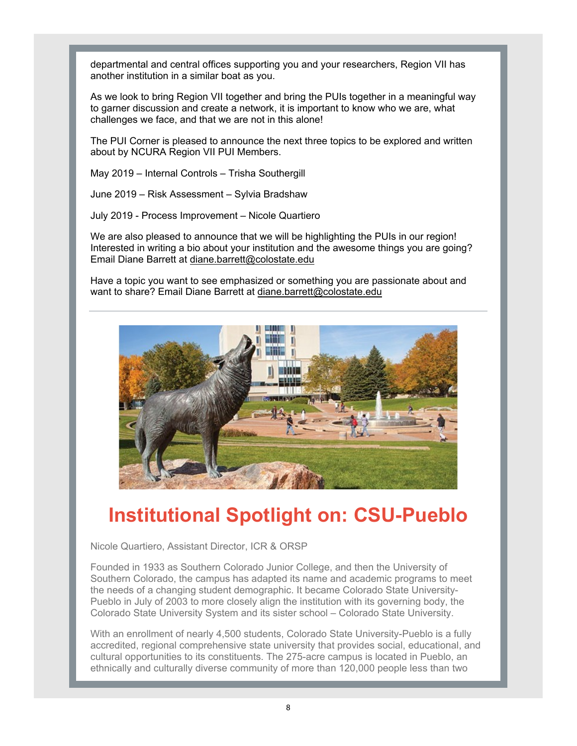departmental and central offices supporting you and your researchers, Region VII has another institution in a similar boat as you.

As we look to bring Region VII together and bring the PUIs together in a meaningful way to garner discussion and create a network, it is important to know who we are, what challenges we face, and that we are not in this alone!

The PUI Corner is pleased to announce the next three topics to be explored and written about by NCURA Region VII PUI Members.

May 2019 – Internal Controls – Trisha Southergill

June 2019 – Risk Assessment – Sylvia Bradshaw

July 2019 - Process Improvement – Nicole Quartiero

We are also pleased to announce that we will be highlighting the PUIs in our region! Interested in writing a bio about your institution and the awesome things you are going? Email Diane Barrett at diane.barrett@colostate.edu

Have a topic you want to see emphasized or something you are passionate about and want to share? Email Diane Barrett at diane.barrett@colostate.edu

---

# Institutional Spotlight on: CSU-Pueblo

Nicole Quartiero, Assistant Director, ICR & ORSP

Founded in 1933 as Southern Colorado Junior College, and then the University of Southern Colorado, the campus has adapted its name and academic programs to meet the needs of a changing student demographic. It became Colorado State University-Pueblo in July of 2003 to more closely align the institution with its governing body, the Colorado State University System and its sister school – Colorado State University.

With an enrollment of nearly 4,500 students, Colorado State University-Pueblo is a fully accredited, regional comprehensive state university that provides social, educational, and cultural opportunities to its constituents. The 275-acre campus is located in Pueblo, an ethnically and culturally diverse community of more than 120,000 people less than two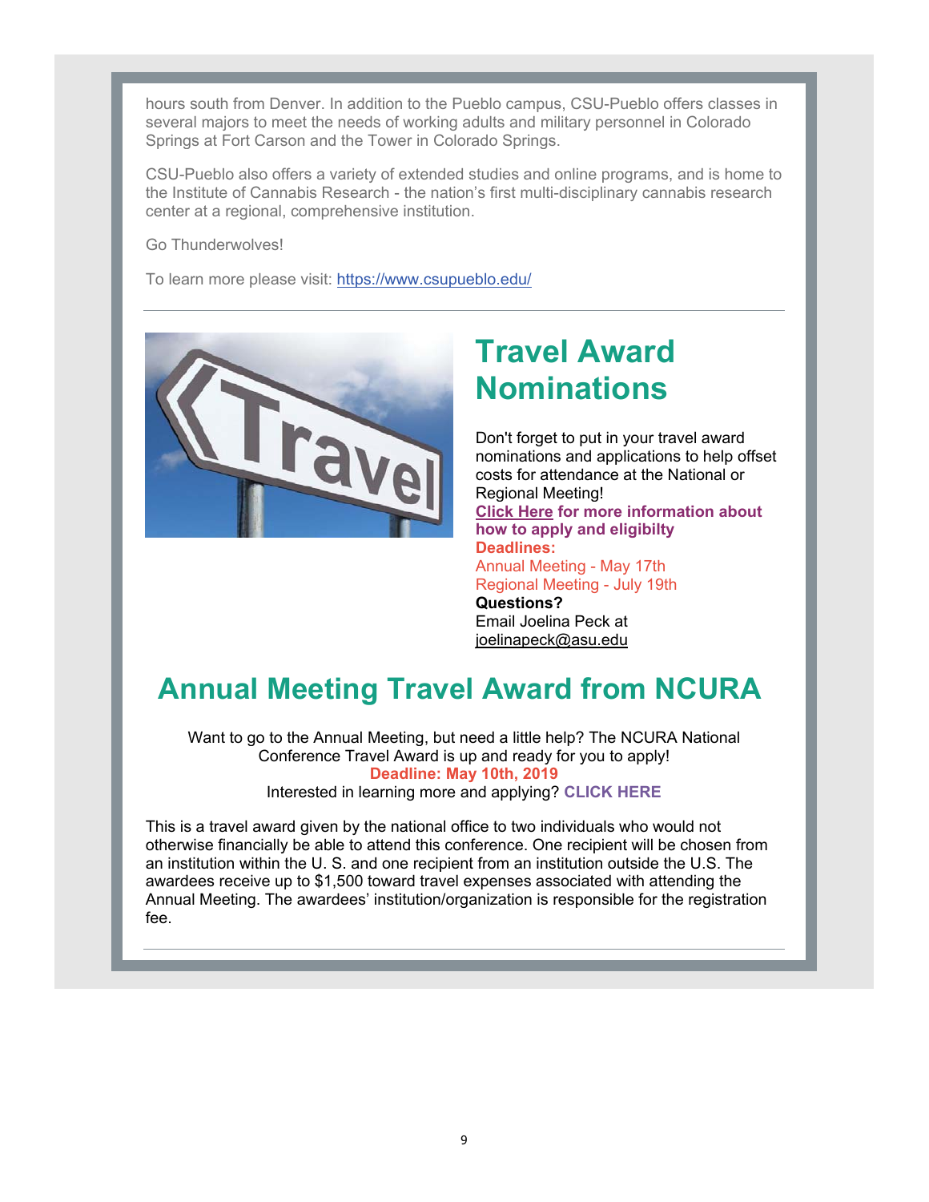hours south from Denver. In addition to the Pueblo campus, CSU-Pueblo offers classes in several majors to meet the needs of working adults and military personnel in Colorado Springs at Fort Carson and the Tower in Colorado Springs.

CSU-Pueblo also offers a variety of extended studies and online programs, and is home to the Institute of Cannabis Research - the nation's first multi-disciplinary cannabis research center at a regional, comprehensive institution.

Go Thunderwolves!

To learn more please visit: https://www.csupueblo.edu/

---

# Travel Award Nominations

Don't forget to put in your travel award nominations and applications to help offset costs for attendance at the National or Regional Meeting!

**Click Here for more information about how to apply and eligibilty**

**Deadlines:**

Annual Meeting - May 17th

Regional Meeting - July 19th

**Questions?**

Email Joelina Peck at joelinapeck@asu.edu

# Annual Meeting Travel Award from NCURA

Want to go to the Annual Meeting, but need a little help? The NCURA National Conference Travel Award is up and ready for you to apply!

**Deadline: May 10th, 2019**

Interested in learning more and applying? **CLICK HERE**

This is a travel award given by the national office to two individuals who would not otherwise financially be able to attend this conference. One recipient will be chosen from an institution within the U. S. and one recipient from an institution outside the U.S. The awardees receive up to $1,500 toward travel expenses associated with attending the Annual Meeting. The awardees' institution/organization is responsible for the registration fee.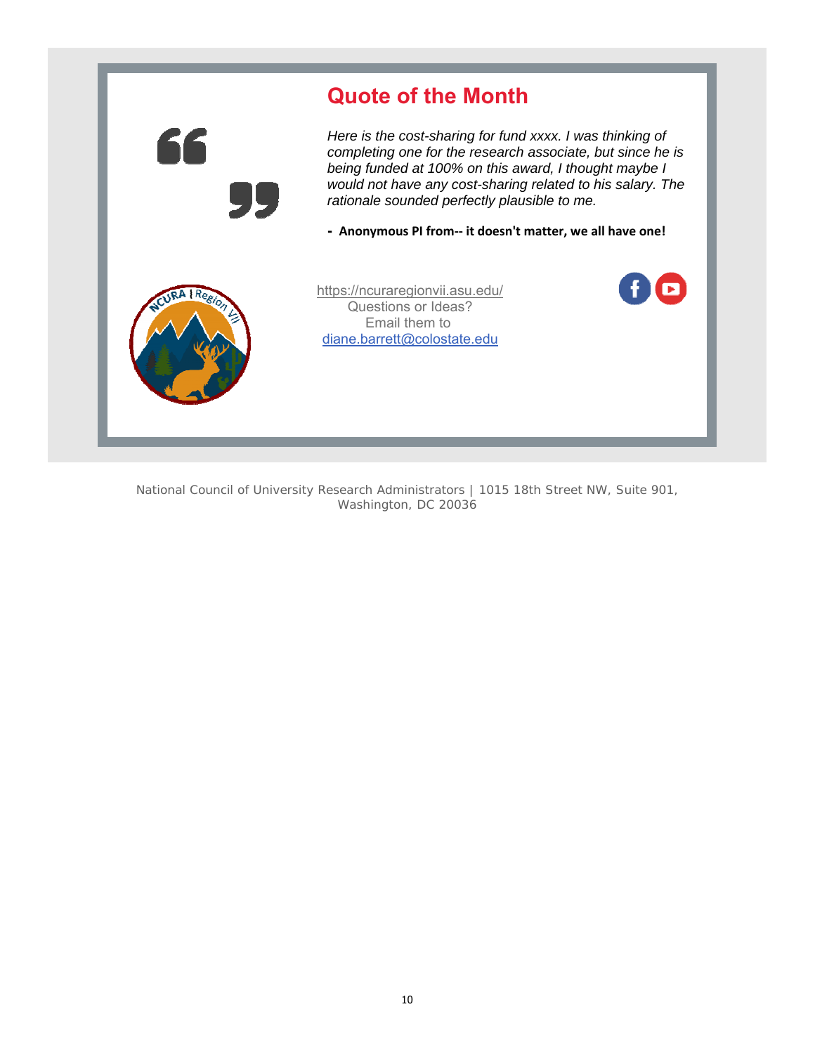## Quote of the Month

*Here is the cost-sharing for fund xxxx. I was thinking of completing one for the research associate, but since he is being funded at 100% on this award, I thought maybe I would not have any cost-sharing related to his salary. The rationale sounded perfectly plausible to me.*

**- Anonymous PI from-- it doesn't matter, we all have one!**

https://ncuraregionvii.asu.edu/
Questions or Ideas?
Email them to
diane.barrett@colostate.edu

National Council of University Research Administrators | 1015 18th Street NW, Suite 901, Washington, DC 20036